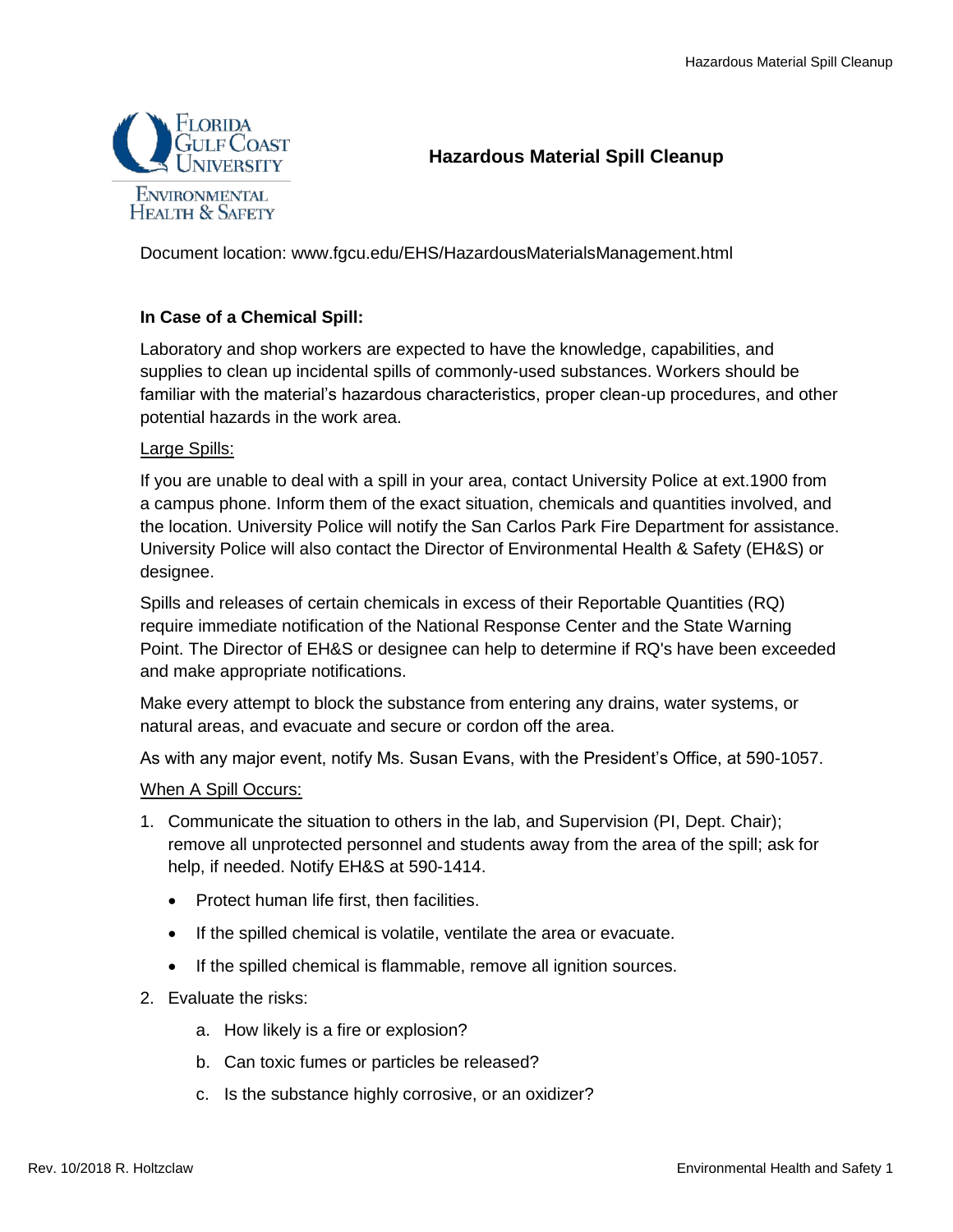# Hazardous Material Spill Cleanup

Florida Gulf Coast University — Environmental Health & Safety

Document location: www.fgcu.edu/EHS/HazardousMaterialsManagement.html

## In Case of a Chemical Spill:

Laboratory and shop workers are expected to have the knowledge, capabilities, and supplies to clean up incidental spills of commonly-used substances. Workers should be familiar with the material's hazardous characteristics, proper clean-up procedures, and other potential hazards in the work area.

### Large Spills:

If you are unable to deal with a spill in your area, contact University Police at ext.1900 from a campus phone. Inform them of the exact situation, chemicals and quantities involved, and the location. University Police will notify the San Carlos Park Fire Department for assistance. University Police will also contact the Director of Environmental Health & Safety (EH&S) or designee.

Spills and releases of certain chemicals in excess of their Reportable Quantities (RQ) require immediate notification of the National Response Center and the State Warning Point. The Director of EH&S or designee can help to determine if RQ's have been exceeded and make appropriate notifications.

Make every attempt to block the substance from entering any drains, water systems, or natural areas, and evacuate and secure or cordon off the area.

As with any major event, notify Ms. Susan Evans, with the President's Office, at 590-1057.

### When A Spill Occurs:

1. Communicate the situation to others in the lab, and Supervision (PI, Dept. Chair); remove all unprotected personnel and students away from the area of the spill; ask for help, if needed. Notify EH&S at 590-1414.
   - Protect human life first, then facilities.
   - If the spilled chemical is volatile, ventilate the area or evacuate.
   - If the spilled chemical is flammable, remove all ignition sources.
2. Evaluate the risks:
   a. How likely is a fire or explosion?
   b. Can toxic fumes or particles be released?
   c. Is the substance highly corrosive, or an oxidizer?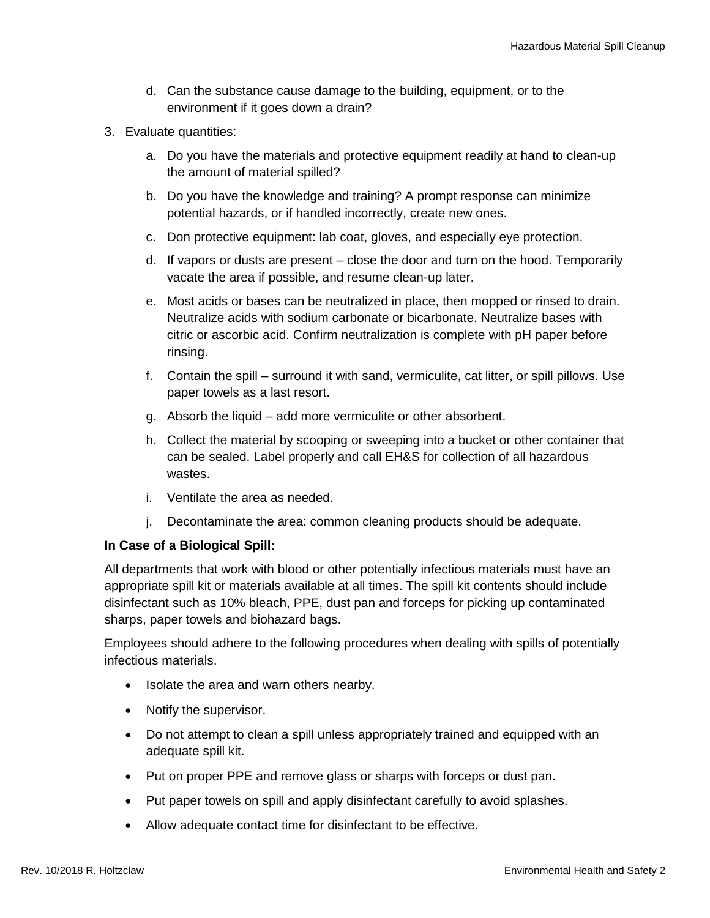d. Can the substance cause damage to the building, equipment, or to the environment if it goes down a drain?

3. Evaluate quantities:

   a. Do you have the materials and protective equipment readily at hand to clean-up the amount of material spilled?

   b. Do you have the knowledge and training? A prompt response can minimize potential hazards, or if handled incorrectly, create new ones.

   c. Don protective equipment: lab coat, gloves, and especially eye protection.

   d. If vapors or dusts are present – close the door and turn on the hood. Temporarily vacate the area if possible, and resume clean-up later.

   e. Most acids or bases can be neutralized in place, then mopped or rinsed to drain. Neutralize acids with sodium carbonate or bicarbonate. Neutralize bases with citric or ascorbic acid. Confirm neutralization is complete with pH paper before rinsing.

   f. Contain the spill – surround it with sand, vermiculite, cat litter, or spill pillows. Use paper towels as a last resort.

   g. Absorb the liquid – add more vermiculite or other absorbent.

   h. Collect the material by scooping or sweeping into a bucket or other container that can be sealed. Label properly and call EH&S for collection of all hazardous wastes.

   i. Ventilate the area as needed.

   j. Decontaminate the area: common cleaning products should be adequate.

**In Case of a Biological Spill:**

All departments that work with blood or other potentially infectious materials must have an appropriate spill kit or materials available at all times. The spill kit contents should include disinfectant such as 10% bleach, PPE, dust pan and forceps for picking up contaminated sharps, paper towels and biohazard bags.

Employees should adhere to the following procedures when dealing with spills of potentially infectious materials.

- Isolate the area and warn others nearby.
- Notify the supervisor.
- Do not attempt to clean a spill unless appropriately trained and equipped with an adequate spill kit.
- Put on proper PPE and remove glass or sharps with forceps or dust pan.
- Put paper towels on spill and apply disinfectant carefully to avoid splashes.
- Allow adequate contact time for disinfectant to be effective.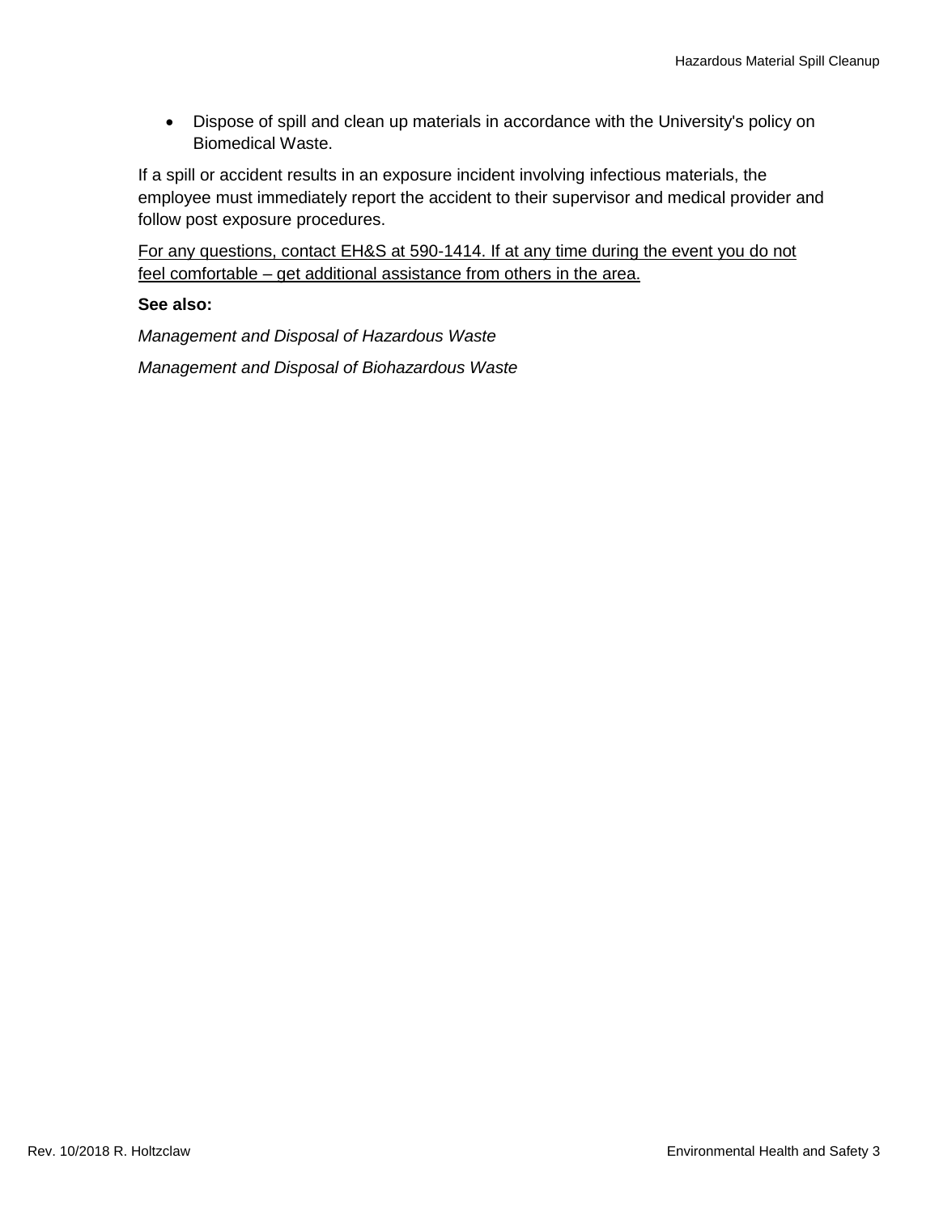- Dispose of spill and clean up materials in accordance with the University's policy on Biomedical Waste.

If a spill or accident results in an exposure incident involving infectious materials, the employee must immediately report the accident to their supervisor and medical provider and follow post exposure procedures.

<u>For any questions, contact EH&S at 590-1414. If at any time during the event you do not feel comfortable – get additional assistance from others in the area.</u>

**See also:**

*Management and Disposal of Hazardous Waste*

*Management and Disposal of Biohazardous Waste*